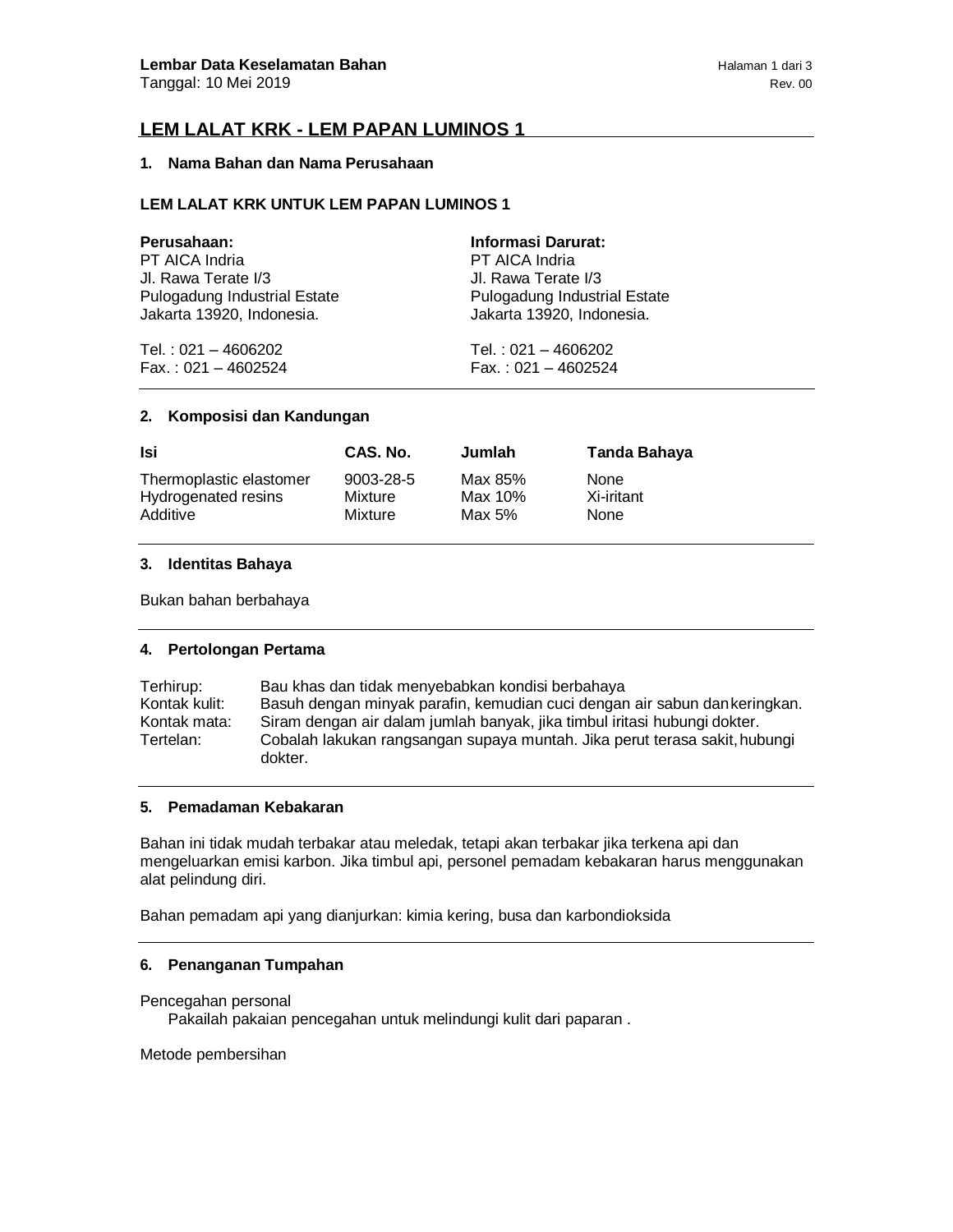**Lembar Data Keselamatan Bahan**
Tanggal: 10 Mei 2019

Rev. 00

# LEM LALAT KRK - LEM PAPAN LUMINOS 1

## 1. Nama Bahan dan Nama Perusahaan

**LEM LALAT KRK UNTUK LEM PAPAN LUMINOS 1**

**Perusahaan:**
PT AICA Indria
Jl. Rawa Terate I/3
Pulogadung Industrial Estate
Jakarta 13920, Indonesia.

Tel. : 021 – 4606202
Fax. : 021 – 4602524

**Informasi Darurat:**
PT AICA Indria
Jl. Rawa Terate I/3
Pulogadung Industrial Estate
Jakarta 13920, Indonesia.

Tel. : 021 – 4606202
Fax. : 021 – 4602524

## 2. Komposisi dan Kandungan

| Isi | CAS. No. | Jumlah | Tanda Bahaya |
|---|---|---|---|
| Thermoplastic elastomer | 9003-28-5 | Max 85% | None |
| Hydrogenated resins | Mixture | Max 10% | Xi-iritant |
| Additive | Mixture | Max 5% | None |

## 3. Identitas Bahaya

Bukan bahan berbahaya

## 4. Pertolongan Pertama

| | |
|---|---|
| Terhirup: | Bau khas dan tidak menyebabkan kondisi berbahaya |
| Kontak kulit: | Basuh dengan minyak parafin, kemudian cuci dengan air sabun dan keringkan. |
| Kontak mata: | Siram dengan air dalam jumlah banyak, jika timbul iritasi hubungi dokter. |
| Tertelan: | Cobalah lakukan rangsangan supaya muntah. Jika perut terasa sakit, hubungi dokter. |

## 5. Pemadaman Kebakaran

Bahan ini tidak mudah terbakar atau meledak, tetapi akan terbakar jika terkena api dan mengeluarkan emisi karbon. Jika timbul api, personel pemadam kebakaran harus menggunakan alat pelindung diri.

Bahan pemadam api yang dianjurkan: kimia kering, busa dan karbondioksida

## 6. Penanganan Tumpahan

Pencegahan personal

Pakailah pakaian pencegahan untuk melindungi kulit dari paparan .

Metode pembersihan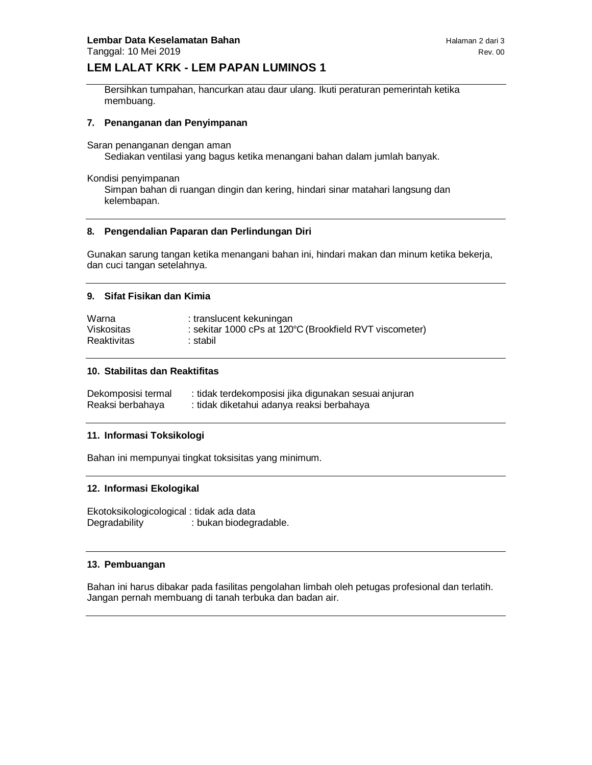Bersihkan tumpahan, hancurkan atau daur ulang. Ikuti peraturan pemerintah ketika membuang.

## 7. Penanganan dan Penyimpanan

Saran penanganan dengan aman

Sediakan ventilasi yang bagus ketika menangani bahan dalam jumlah banyak.

Kondisi penyimpanan

Simpan bahan di ruangan dingin dan kering, hindari sinar matahari langsung dan kelembapan.

## 8. Pengendalian Paparan dan Perlindungan Diri

Gunakan sarung tangan ketika menangani bahan ini, hindari makan dan minum ketika bekerja, dan cuci tangan setelahnya.

## 9. Sifat Fisikan dan Kimia

| | |
|---|---|
| Warna | : translucent kekuningan |
| Viskositas | : sekitar 1000 cPs at 120°C (Brookfield RVT viscometer) |
| Reaktivitas | : stabil |

## 10. Stabilitas dan Reaktifitas

| | |
|---|---|
| Dekomposisi termal | : tidak terdekomposisi jika digunakan sesuai anjuran |
| Reaksi berbahaya | : tidak diketahui adanya reaksi berbahaya |

## 11. Informasi Toksikologi

Bahan ini mempunyai tingkat toksisitas yang minimum.

## 12. Informasi Ekologikal

| | |
|---|---|
| Ekotoksikologicological | : tidak ada data |
| Degradability | : bukan biodegradable. |

## 13. Pembuangan

Bahan ini harus dibakar pada fasilitas pengolahan limbah oleh petugas profesional dan terlatih. Jangan pernah membuang di tanah terbuka dan badan air.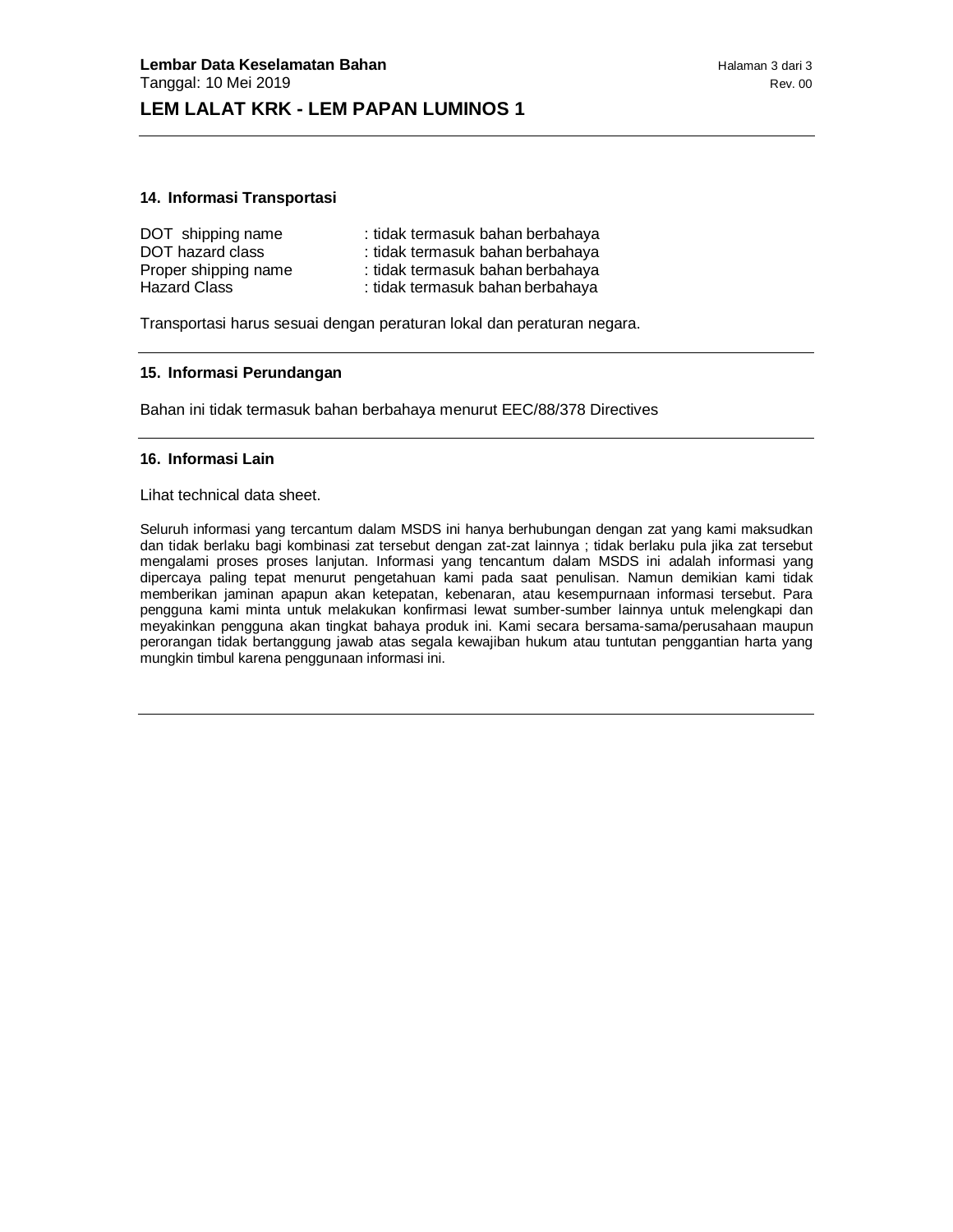## 14. Informasi Transportasi

| | |
|---|---|
| DOT shipping name | : tidak termasuk bahan berbahaya |
| DOT hazard class | : tidak termasuk bahan berbahaya |
| Proper shipping name | : tidak termasuk bahan berbahaya |
| Hazard Class | : tidak termasuk bahan berbahaya |

Transportasi harus sesuai dengan peraturan lokal dan peraturan negara.

## 15. Informasi Perundangan

Bahan ini tidak termasuk bahan berbahaya menurut EEC/88/378 Directives

## 16. Informasi Lain

Lihat technical data sheet.

Seluruh informasi yang tercantum dalam MSDS ini hanya berhubungan dengan zat yang kami maksudkan dan tidak berlaku bagi kombinasi zat tersebut dengan zat-zat lainnya ; tidak berlaku pula jika zat tersebut mengalami proses proses lanjutan. Informasi yang tencantum dalam MSDS ini adalah informasi yang dipercaya paling tepat menurut pengetahuan kami pada saat penulisan. Namun demikian kami tidak memberikan jaminan apapun akan ketepatan, kebenaran, atau kesempurnaan informasi tersebut. Para pengguna kami minta untuk melakukan konfirmasi lewat sumber-sumber lainnya untuk melengkapi dan meyakinkan pengguna akan tingkat bahaya produk ini. Kami secara bersama-sama/perusahaan maupun perorangan tidak bertanggung jawab atas segala kewajiban hukum atau tuntutan penggantian harta yang mungkin timbul karena penggunaan informasi ini.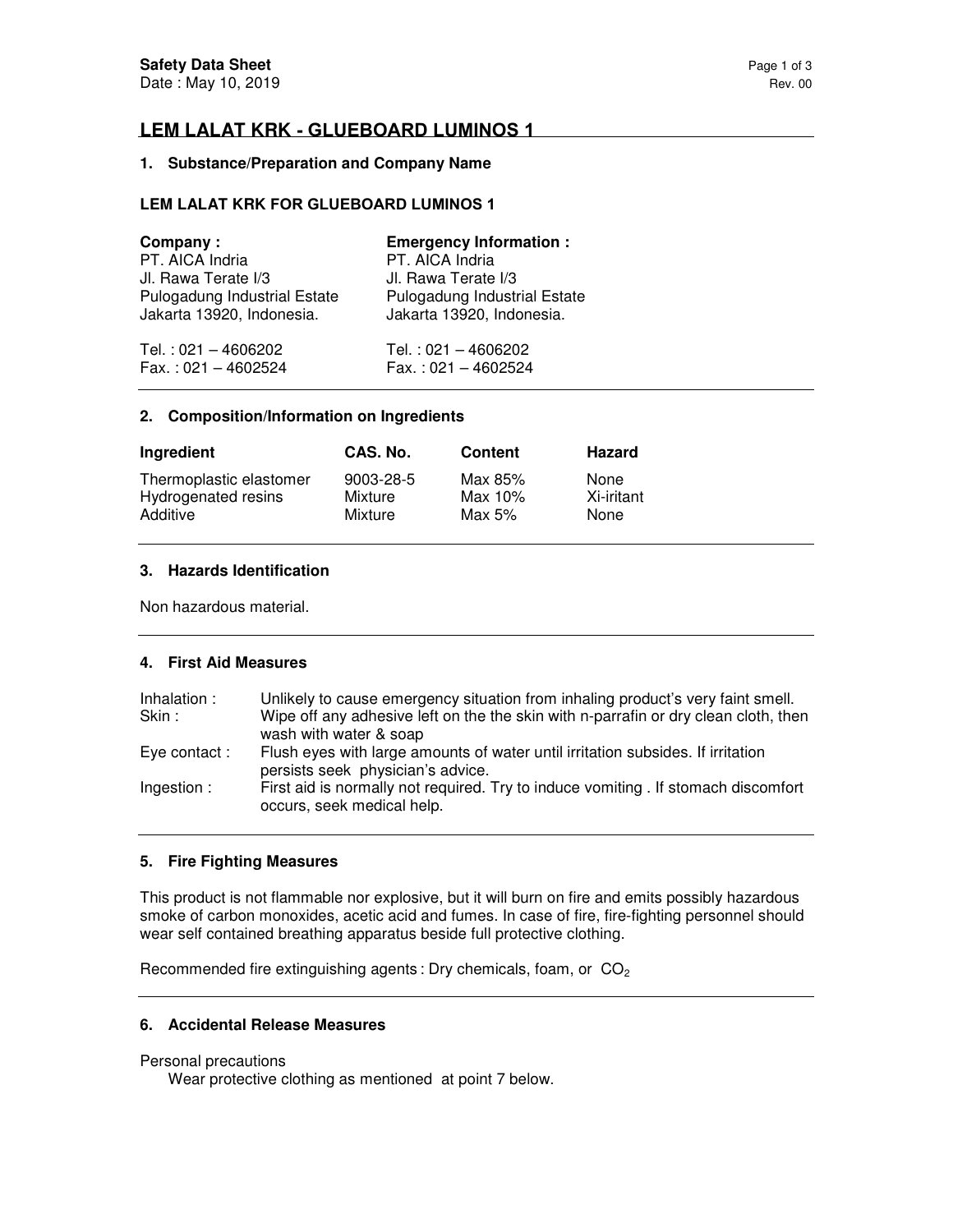**Safety Data Sheet**
Date : May 10, 2019

Rev. 00

# LEM LALAT KRK - GLUEBOARD LUMINOS 1

## 1. Substance/Preparation and Company Name

**LEM LALAT KRK FOR GLUEBOARD LUMINOS 1**

| **Company :** | **Emergency Information :** |
|---|---|
| PT. AICA Indria | PT. AICA Indria |
| Jl. Rawa Terate I/3 | Jl. Rawa Terate I/3 |
| Pulogadung Industrial Estate | Pulogadung Industrial Estate |
| Jakarta 13920, Indonesia. | Jakarta 13920, Indonesia. |
| Tel. : 021 – 4606202 | Tel. : 021 – 4606202 |
| Fax. : 021 – 4602524 | Fax. : 021 – 4602524 |

## 2. Composition/Information on Ingredients

| Ingredient | CAS. No. | Content | Hazard |
|---|---|---|---|
| Thermoplastic elastomer | 9003-28-5 | Max 85% | None |
| Hydrogenated resins | Mixture | Max 10% | Xi-iritant |
| Additive | Mixture | Max 5% | None |

## 3. Hazards Identification

Non hazardous material.

## 4. First Aid Measures

| | |
|---|---|
| Inhalation : | Unlikely to cause emergency situation from inhaling product's very faint smell. |
| Skin : | Wipe off any adhesive left on the the skin with n-parrafin or dry clean cloth, then wash with water & soap |
| Eye contact : | Flush eyes with large amounts of water until irritation subsides. If irritation persists seek physician's advice. |
| Ingestion : | First aid is normally not required. Try to induce vomiting . If stomach discomfort occurs, seek medical help. |

## 5. Fire Fighting Measures

This product is not flammable nor explosive, but it will burn on fire and emits possibly hazardous smoke of carbon monoxides, acetic acid and fumes. In case of fire, fire-fighting personnel should wear self contained breathing apparatus beside full protective clothing.

Recommended fire extinguishing agents : Dry chemicals, foam, or $CO_2$

## 6. Accidental Release Measures

Personal precautions

Wear protective clothing as mentioned at point 7 below.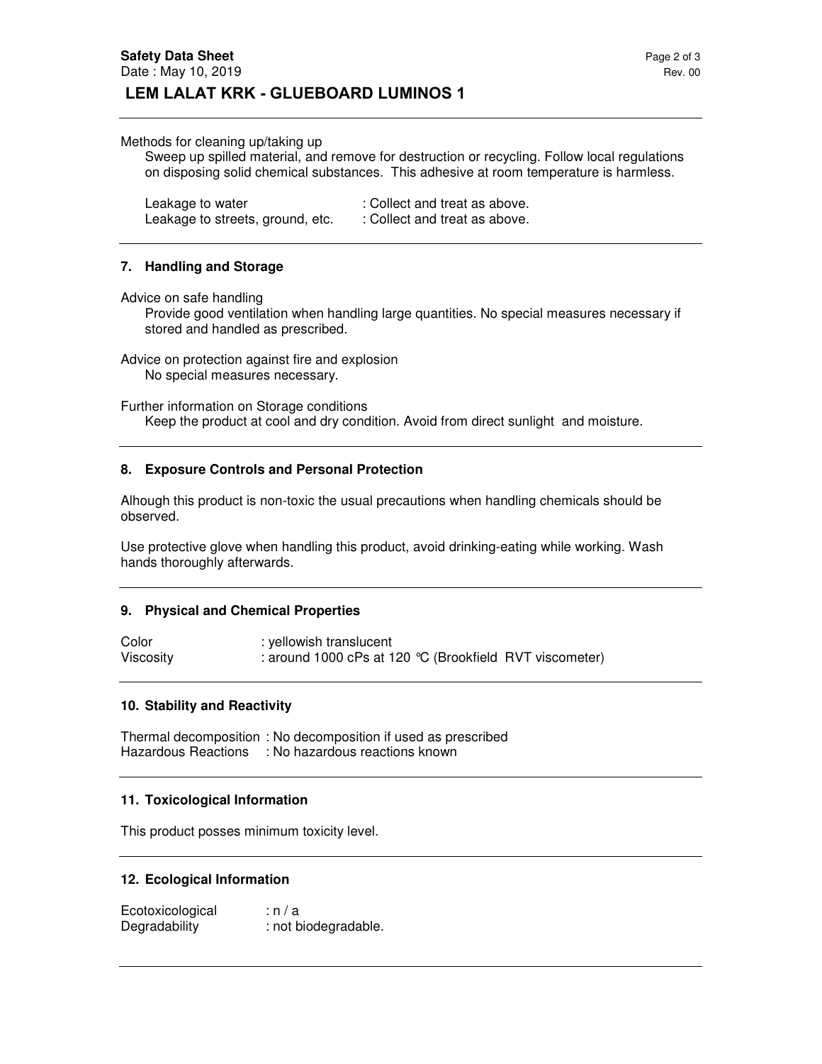Methods for cleaning up/taking up

Sweep up spilled material, and remove for destruction or recycling. Follow local regulations on disposing solid chemical substances. This adhesive at room temperature is harmless.

Leakage to water : Collect and treat as above.
Leakage to streets, ground, etc. : Collect and treat as above.

## 7. Handling and Storage

Advice on safe handling

Provide good ventilation when handling large quantities. No special measures necessary if stored and handled as prescribed.

Advice on protection against fire and explosion

No special measures necessary.

Further information on Storage conditions

Keep the product at cool and dry condition. Avoid from direct sunlight and moisture.

## 8. Exposure Controls and Personal Protection

Alhough this product is non-toxic the usual precautions when handling chemicals should be observed.

Use protective glove when handling this product, avoid drinking-eating while working. Wash hands thoroughly afterwards.

## 9. Physical and Chemical Properties

Color : yellowish translucent
Viscosity : around 1000 cPs at 120 °C (Brookfield RVT viscometer)

## 10. Stability and Reactivity

Thermal decomposition : No decomposition if used as prescribed
Hazardous Reactions : No hazardous reactions known

## 11. Toxicological Information

This product posses minimum toxicity level.

## 12. Ecological Information

Ecotoxicological : n / a
Degradability : not biodegradable.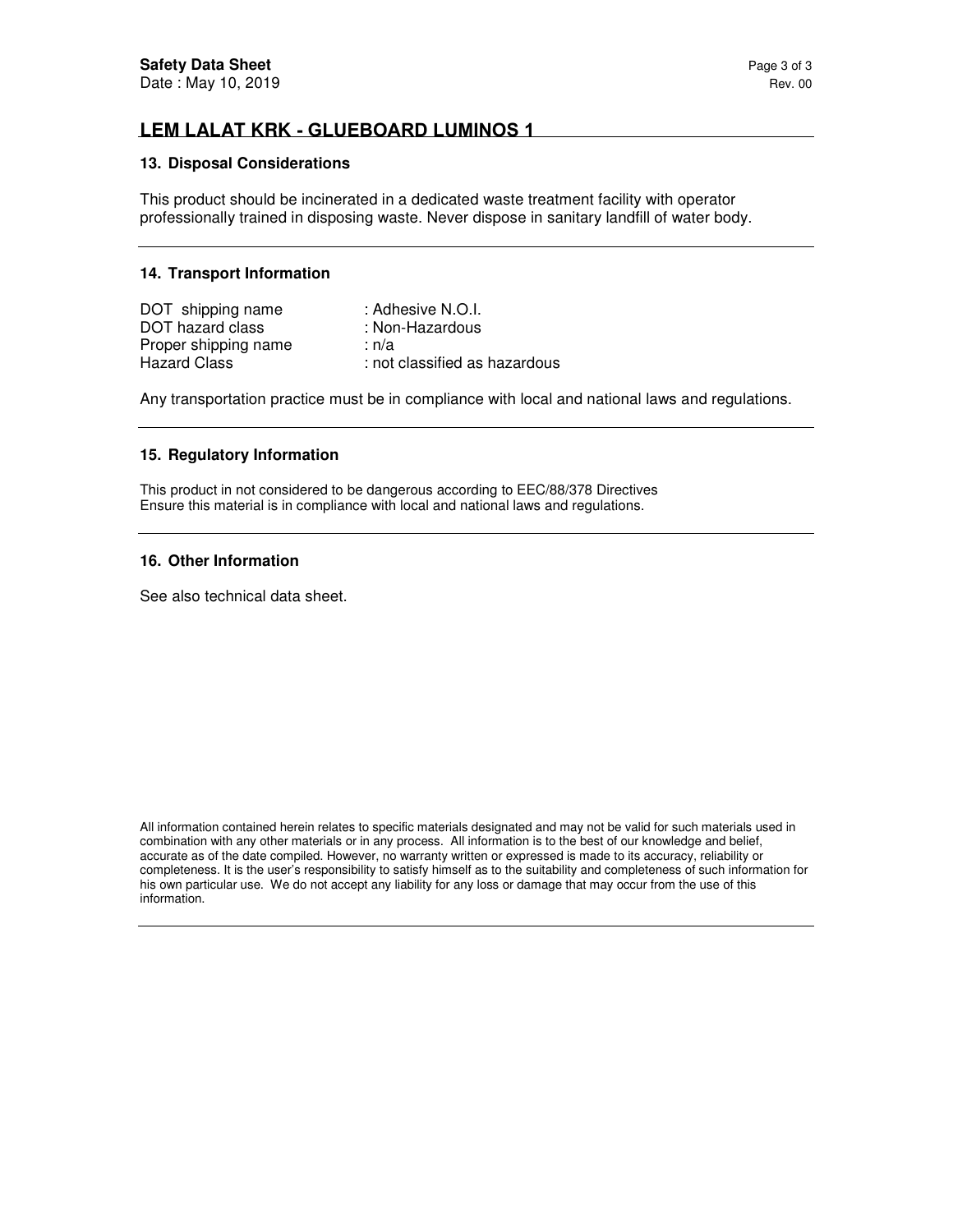## LEM LALAT KRK - GLUEBOARD LUMINOS 1

### 13. Disposal Considerations

This product should be incinerated in a dedicated waste treatment facility with operator professionally trained in disposing waste. Never dispose in sanitary landfill of water body.

### 14. Transport Information

| | |
|---|---|
| DOT shipping name | : Adhesive N.O.I. |
| DOT hazard class | : Non-Hazardous |
| Proper shipping name | : n/a |
| Hazard Class | : not classified as hazardous |

Any transportation practice must be in compliance with local and national laws and regulations.

### 15. Regulatory Information

This product in not considered to be dangerous according to EEC/88/378 Directives
Ensure this material is in compliance with local and national laws and regulations.

### 16. Other Information

See also technical data sheet.

All information contained herein relates to specific materials designated and may not be valid for such materials used in combination with any other materials or in any process. All information is to the best of our knowledge and belief, accurate as of the date compiled. However, no warranty written or expressed is made to its accuracy, reliability or completeness. It is the user's responsibility to satisfy himself as to the suitability and completeness of such information for his own particular use. We do not accept any liability for any loss or damage that may occur from the use of this information.